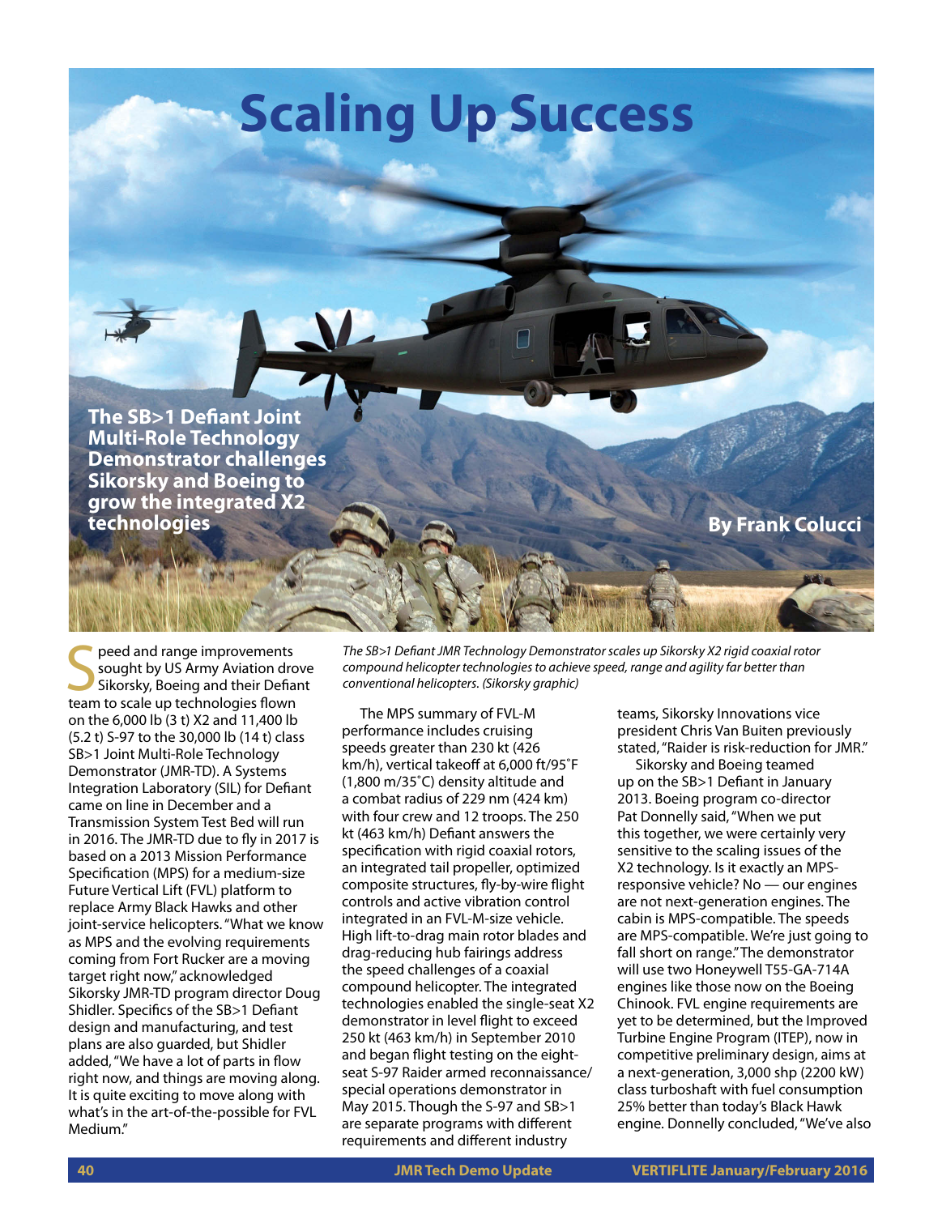# Scaling Up Success

**The SB>1 Defiant Joint Multi-Role Technology Demonstrator challenges Sikorsky and Boeing to grow the integrated X2 technologies**

**By Frank Colucci**

*The SB>1 Defiant JMR Technology Demonstrator scales up Sikorsky X2 rigid coaxial rotor compound helicopter technologies to achieve speed, range and agility far better than conventional helicopters. (Sikorsky graphic)*

Speed and range improvements sought by US Army Aviation drove Sikorsky, Boeing and their Defiant team to scale up technologies flown on the 6,000 lb (3 t) X2 and 11,400 lb (5.2 t) S-97 to the 30,000 lb (14 t) class SB>1 Joint Multi-Role Technology Demonstrator (JMR-TD). A Systems Integration Laboratory (SIL) for Defiant came on line in December and a Transmission System Test Bed will run in 2016. The JMR-TD due to fly in 2017 is based on a 2013 Mission Performance Specification (MPS) for a medium-size Future Vertical Lift (FVL) platform to replace Army Black Hawks and other joint-service helicopters. "What we know as MPS and the evolving requirements coming from Fort Rucker are a moving target right now," acknowledged Sikorsky JMR-TD program director Doug Shidler. Specifics of the SB>1 Defiant design and manufacturing, and test plans are also guarded, but Shidler added, "We have a lot of parts in flow right now, and things are moving along. It is quite exciting to move along with what's in the art-of-the-possible for FVL Medium."

The MPS summary of FVL-M performance includes cruising speeds greater than 230 kt (426 km/h), vertical takeoff at 6,000 ft/95˚F (1,800 m/35˚C) density altitude and a combat radius of 229 nm (424 km) with four crew and 12 troops. The 250 kt (463 km/h) Defiant answers the specification with rigid coaxial rotors, an integrated tail propeller, optimized composite structures, fly-by-wire flight controls and active vibration control integrated in an FVL-M-size vehicle. High lift-to-drag main rotor blades and drag-reducing hub fairings address the speed challenges of a coaxial compound helicopter. The integrated technologies enabled the single-seat X2 demonstrator in level flight to exceed 250 kt (463 km/h) in September 2010 and began flight testing on the eight-seat S-97 Raider armed reconnaissance/special operations demonstrator in May 2015. Though the S-97 and SB>1 are separate programs with different requirements and different industry teams, Sikorsky Innovations vice president Chris Van Buiten previously stated, "Raider is risk-reduction for JMR."

Sikorsky and Boeing teamed up on the SB>1 Defiant in January 2013. Boeing program co-director Pat Donnelly said, "When we put this together, we were certainly very sensitive to the scaling issues of the X2 technology. Is it exactly an MPS-responsive vehicle? No — our engines are not next-generation engines. The cabin is MPS-compatible. The speeds are MPS-compatible. We're just going to fall short on range." The demonstrator will use two Honeywell T55-GA-714A engines like those now on the Boeing Chinook. FVL engine requirements are yet to be determined, but the Improved Turbine Engine Program (ITEP), now in competitive preliminary design, aims at a next-generation, 3,000 shp (2200 kW) class turboshaft with fuel consumption 25% better than today's Black Hawk engine. Donnelly concluded, "We've also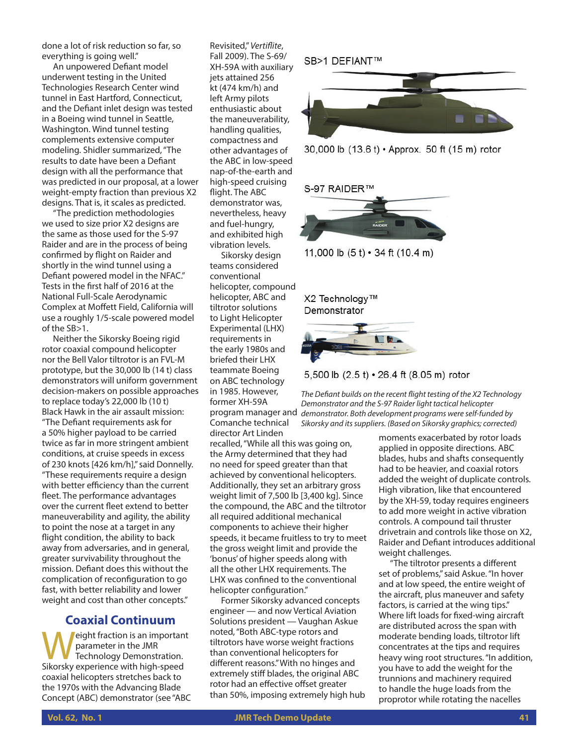done a lot of risk reduction so far, so everything is going well."

An unpowered Defiant model underwent testing in the United Technologies Research Center wind tunnel in East Hartford, Connecticut, and the Defiant inlet design was tested in a Boeing wind tunnel in Seattle, Washington. Wind tunnel testing complements extensive computer modeling. Shidler summarized, "The results to date have been a Defiant design with all the performance that was predicted in our proposal, at a lower weight-empty fraction than previous X2 designs. That is, it scales as predicted.

"The prediction methodologies we used to size prior X2 designs are the same as those used for the S-97 Raider and are in the process of being confirmed by flight on Raider and shortly in the wind tunnel using a Defiant powered model in the NFAC." Tests in the first half of 2016 at the National Full-Scale Aerodynamic Complex at Moffett Field, California will use a roughly 1/5-scale powered model of the SB>1.

Neither the Sikorsky Boeing rigid rotor coaxial compound helicopter nor the Bell Valor tiltrotor is an FVL-M prototype, but the 30,000 lb (14 t) class demonstrators will uniform government decision-makers on possible approaches to replace today's 22,000 lb (10 t) Black Hawk in the air assault mission: "The Defiant requirements ask for a 50% higher payload to be carried twice as far in more stringent ambient conditions, at cruise speeds in excess of 230 knots [426 km/h]," said Donnelly. "These requirements require a design with better efficiency than the current fleet. The performance advantages over the current fleet extend to better maneuverability and agility, the ability to point the nose at a target in any flight condition, the ability to back away from adversaries, and in general, greater survivability throughout the mission. Defiant does this without the complication of reconfiguration to go fast, with better reliability and lower weight and cost than other concepts."

## Coaxial Continuum

Weight fraction is an important parameter in the JMR Technology Demonstration. Sikorsky experience with high-speed coaxial helicopters stretches back to the 1970s with the Advancing Blade Concept (ABC) demonstrator (see "ABC Revisited," *Vertiflite*, Fall 2009). The S-69/XH-59A with auxiliary jets attained 256 kt (474 km/h) and left Army pilots enthusiastic about the maneuverability, handling qualities, compactness and other advantages of the ABC in low-speed nap-of-the-earth and high-speed cruising flight. The ABC demonstrator was, nevertheless, heavy and fuel-hungry, and exhibited high vibration levels.

Sikorsky design teams considered conventional helicopter, compound helicopter, ABC and tiltrotor solutions to Light Helicopter Experimental (LHX) requirements in the early 1980s and briefed their LHX teammate Boeing on ABC technology in 1985. However, former XH-59A program manager and Comanche technical director Art Linden recalled, "While all this was going on, the Army determined that they had no need for speed greater than that achieved by conventional helicopters. Additionally, they set an arbitrary gross weight limit of 7,500 lb [3,400 kg]. Since the compound, the ABC and the tiltrotor all required additional mechanical components to achieve their higher speeds, it became fruitless to try to meet the gross weight limit and provide the 'bonus' of higher speeds along with all the other LHX requirements. The LHX was confined to the conventional helicopter configuration."

Former Sikorsky advanced concepts engineer — and now Vertical Aviation Solutions president — Vaughan Askue noted, "Both ABC-type rotors and tiltrotors have worse weight fractions than conventional helicopters for different reasons." With no hinges and extremely stiff blades, the original ABC rotor had an effective offset greater than 50%, imposing extremely high hub moments exacerbated by rotor loads applied in opposite directions. ABC blades, hubs and shafts consequently had to be heavier, and coaxial rotors added the weight of duplicate controls. High vibration, like that encountered by the XH-59, today requires engineers to add more weight in active vibration controls. A compound tail thruster drivetrain and controls like those on X2, Raider and Defiant introduces additional weight challenges.

"The tiltrotor presents a different set of problems," said Askue. "In hover and at low speed, the entire weight of the aircraft, plus maneuver and safety factors, is carried at the wing tips." Where lift loads for fixed-wing aircraft are distributed across the span with moderate bending loads, tiltrotor lift concentrates at the tips and requires heavy wing root structures. "In addition, you have to add the weight for the trunnions and machinery required to handle the huge loads from the proprotor while rotating the nacelles

SB>1 DEFIANT™
30,000 lb (13.6 t) • Approx. 50 ft (15 m) rotor

S-97 RAIDER™
11,000 lb (5 t) • 34 ft (10.4 m)

X2 Technology™ Demonstrator
5,500 lb (2.5 t) • 26.4 ft (8.05 m) rotor

*The Defiant builds on the recent flight testing of the X2 Technology Demonstrator and the S-97 Raider light tactical helicopter demonstrator. Both development programs were self-funded by Sikorsky and its suppliers. (Based on Sikorsky graphics; corrected)*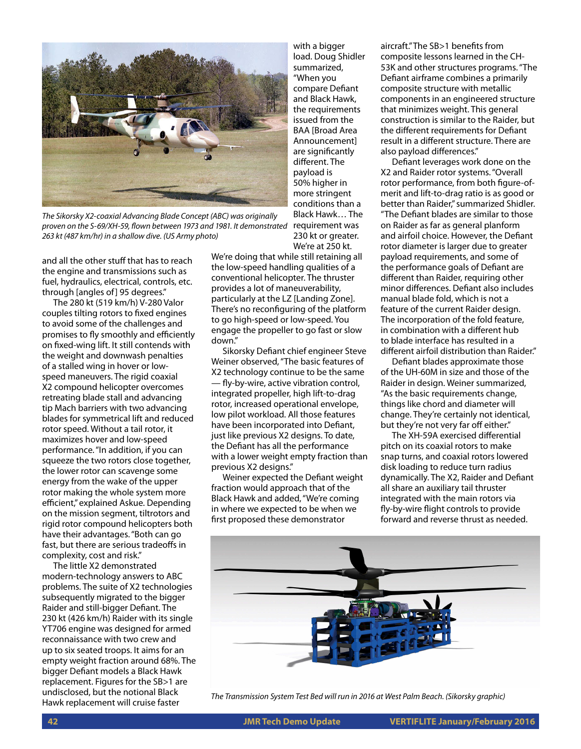*The Sikorsky X2-coaxial Advancing Blade Concept (ABC) was originally proven on the S-69/XH-59, flown between 1973 and 1981. It demonstrated 263 kt (487 km/hr) in a shallow dive. (US Army photo)*

and all the other stuff that has to reach the engine and transmissions such as fuel, hydraulics, electrical, controls, etc. through [angles of] 95 degrees."

The 280 kt (519 km/h) V-280 Valor couples tilting rotors to fixed engines to avoid some of the challenges and promises to fly smoothly and efficiently on fixed-wing lift. It still contends with the weight and downwash penalties of a stalled wing in hover or low-speed maneuvers. The rigid coaxial X2 compound helicopter overcomes retreating blade stall and advancing tip Mach barriers with two advancing blades for symmetrical lift and reduced rotor speed. Without a tail rotor, it maximizes hover and low-speed performance. "In addition, if you can squeeze the two rotors close together, the lower rotor can scavenge some energy from the wake of the upper rotor making the whole system more efficient," explained Askue. Depending on the mission segment, tiltrotors and rigid rotor compound helicopters both have their advantages. "Both can go fast, but there are serious tradeoffs in complexity, cost and risk."

The little X2 demonstrated modern-technology answers to ABC problems. The suite of X2 technologies subsequently migrated to the bigger Raider and still-bigger Defiant. The 230 kt (426 km/h) Raider with its single YT706 engine was designed for armed reconnaissance with two crew and up to six seated troops. It aims for an empty weight fraction around 68%. The bigger Defiant models a Black Hawk replacement. Figures for the SB>1 are undisclosed, but the notional Black Hawk replacement will cruise faster with a bigger load. Doug Shidler summarized, "When you compare Defiant and Black Hawk, the requirements issued from the BAA [Broad Area Announcement] are significantly different. The payload is 50% higher in more stringent conditions than a Black Hawk… The requirement was 230 kt or greater. We're at 250 kt. We're doing that while still retaining all the low-speed handling qualities of a conventional helicopter. The thruster provides a lot of maneuverability, particularly at the LZ [Landing Zone]. There's no reconfiguring of the platform to go high-speed or low-speed. You engage the propeller to go fast or slow down."

Sikorsky Defiant chief engineer Steve Weiner observed, "The basic features of X2 technology continue to be the same — fly-by-wire, active vibration control, integrated propeller, high lift-to-drag rotor, increased operational envelope, low pilot workload. All those features have been incorporated into Defiant, just like previous X2 designs. To date, the Defiant has all the performance with a lower weight empty fraction than previous X2 designs."

Weiner expected the Defiant weight fraction would approach that of the Black Hawk and added, "We're coming in where we expected to be when we first proposed these demonstrator aircraft." The SB>1 benefits from composite lessons learned in the CH-53K and other structures programs. "The Defiant airframe combines a primarily composite structure with metallic components in an engineered structure that minimizes weight. This general construction is similar to the Raider, but the different requirements for Defiant result in a different structure. There are also payload differences."

Defiant leverages work done on the X2 and Raider rotor systems. "Overall rotor performance, from both figure-of-merit and lift-to-drag ratio is as good or better than Raider," summarized Shidler. "The Defiant blades are similar to those on Raider as far as general planform and airfoil choice. However, the Defiant rotor diameter is larger due to greater payload requirements, and some of the performance goals of Defiant are different than Raider, requiring other minor differences. Defiant also includes manual blade fold, which is not a feature of the current Raider design. The incorporation of the fold feature, in combination with a different hub to blade interface has resulted in a different airfoil distribution than Raider."

Defiant blades approximate those of the UH-60M in size and those of the Raider in design. Weiner summarized, "As the basic requirements change, things like chord and diameter will change. They're certainly not identical, but they're not very far off either."

The XH-59A exercised differential pitch on its coaxial rotors to make snap turns, and coaxial rotors lowered disk loading to reduce turn radius dynamically. The X2, Raider and Defiant all share an auxiliary tail thruster integrated with the main rotors via fly-by-wire flight controls to provide forward and reverse thrust as needed.

*The Transmission System Test Bed will run in 2016 at West Palm Beach. (Sikorsky graphic)*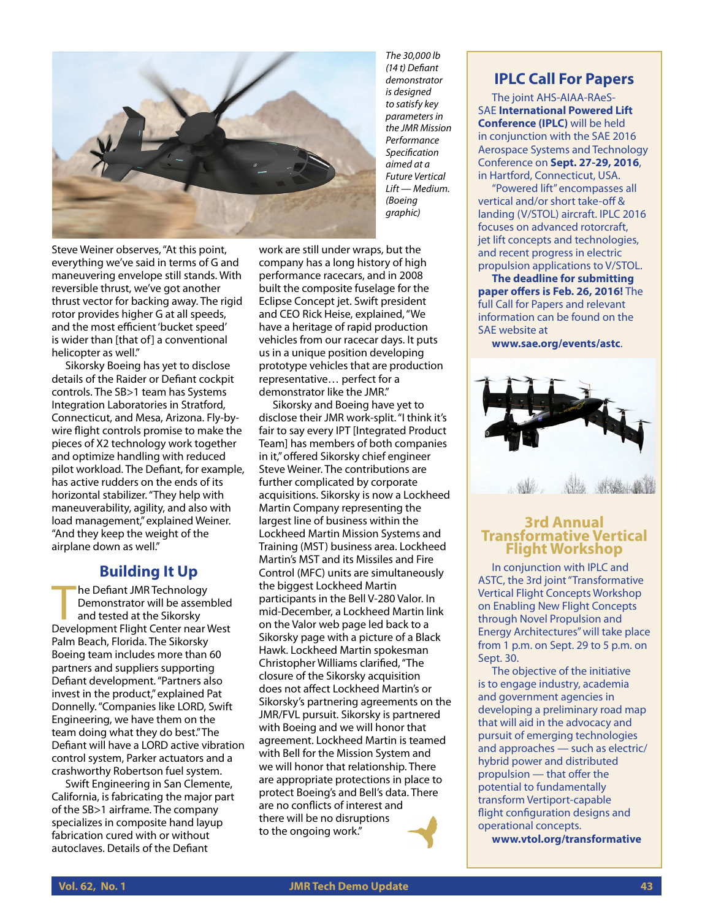*The 30,000 lb (14 t) Defiant demonstrator is designed to satisfy key parameters in the JMR Mission Performance Specification aimed at a Future Vertical Lift — Medium. (Boeing graphic)*

Steve Weiner observes, "At this point, everything we've said in terms of G and maneuvering envelope still stands. With reversible thrust, we've got another thrust vector for backing away. The rigid rotor provides higher G at all speeds, and the most efficient 'bucket speed' is wider than [that of] a conventional helicopter as well."

Sikorsky Boeing has yet to disclose details of the Raider or Defiant cockpit controls. The SB>1 team has Systems Integration Laboratories in Stratford, Connecticut, and Mesa, Arizona. Fly-by-wire flight controls promise to make the pieces of X2 technology work together and optimize handling with reduced pilot workload. The Defiant, for example, has active rudders on the ends of its horizontal stabilizer. "They help with maneuverability, agility, and also with load management," explained Weiner. "And they keep the weight of the airplane down as well."

## Building It Up

The Defiant JMR Technology Demonstrator will be assembled and tested at the Sikorsky Development Flight Center near West Palm Beach, Florida. The Sikorsky Boeing team includes more than 60 partners and suppliers supporting Defiant development. "Partners also invest in the product," explained Pat Donnelly. "Companies like LORD, Swift Engineering, we have them on the team doing what they do best." The Defiant will have a LORD active vibration control system, Parker actuators and a crashworthy Robertson fuel system.

Swift Engineering in San Clemente, California, is fabricating the major part of the SB>1 airframe. The company specializes in composite hand layup fabrication cured with or without autoclaves. Details of the Defiant work are still under wraps, but the company has a long history of high performance racecars, and in 2008 built the composite fuselage for the Eclipse Concept jet. Swift president and CEO Rick Heise, explained, "We have a heritage of rapid production vehicles from our racecar days. It puts us in a unique position developing prototype vehicles that are production representative… perfect for a demonstrator like the JMR."

Sikorsky and Boeing have yet to disclose their JMR work-split. "I think it's fair to say every IPT [Integrated Product Team] has members of both companies in it," offered Sikorsky chief engineer Steve Weiner. The contributions are further complicated by corporate acquisitions. Sikorsky is now a Lockheed Martin Company representing the largest line of business within the Lockheed Martin Mission Systems and Training (MST) business area. Lockheed Martin's MST and its Missiles and Fire Control (MFC) units are simultaneously the biggest Lockheed Martin participants in the Bell V-280 Valor. In mid-December, a Lockheed Martin link on the Valor web page led back to a Sikorsky page with a picture of a Black Hawk. Lockheed Martin spokesman Christopher Williams clarified, "The closure of the Sikorsky acquisition does not affect Lockheed Martin's or Sikorsky's partnering agreements on the JMR/FVL pursuit. Sikorsky is partnered with Boeing and we will honor that agreement. Lockheed Martin is teamed with Bell for the Mission System and we will honor that relationship. There are appropriate protections in place to protect Boeing's and Bell's data. There are no conflicts of interest and there will be no disruptions to the ongoing work."

## IPLC Call For Papers

The joint AHS-AIAA-RAeS-SAE **International Powered Lift Conference (IPLC)** will be held in conjunction with the SAE 2016 Aerospace Systems and Technology Conference on **Sept. 27-29, 2016**, in Hartford, Connecticut, USA.

"Powered lift" encompasses all vertical and/or short take-off & landing (V/STOL) aircraft. IPLC 2016 focuses on advanced rotorcraft, jet lift concepts and technologies, and recent progress in electric propulsion applications to V/STOL.

**The deadline for submitting paper offers is Feb. 26, 2016!** The full Call for Papers and relevant information can be found on the SAE website at **www.sae.org/events/astc**.

## 3rd Annual Transformative Vertical Flight Workshop

In conjunction with IPLC and ASTC, the 3rd joint "Transformative Vertical Flight Concepts Workshop on Enabling New Flight Concepts through Novel Propulsion and Energy Architectures" will take place from 1 p.m. on Sept. 29 to 5 p.m. on Sept. 30.

The objective of the initiative is to engage industry, academia and government agencies in developing a preliminary road map that will aid in the advocacy and pursuit of emerging technologies and approaches — such as electric/hybrid power and distributed propulsion — that offer the potential to fundamentally transform Vertiport-capable flight configuration designs and operational concepts.

**www.vtol.org/transformative**